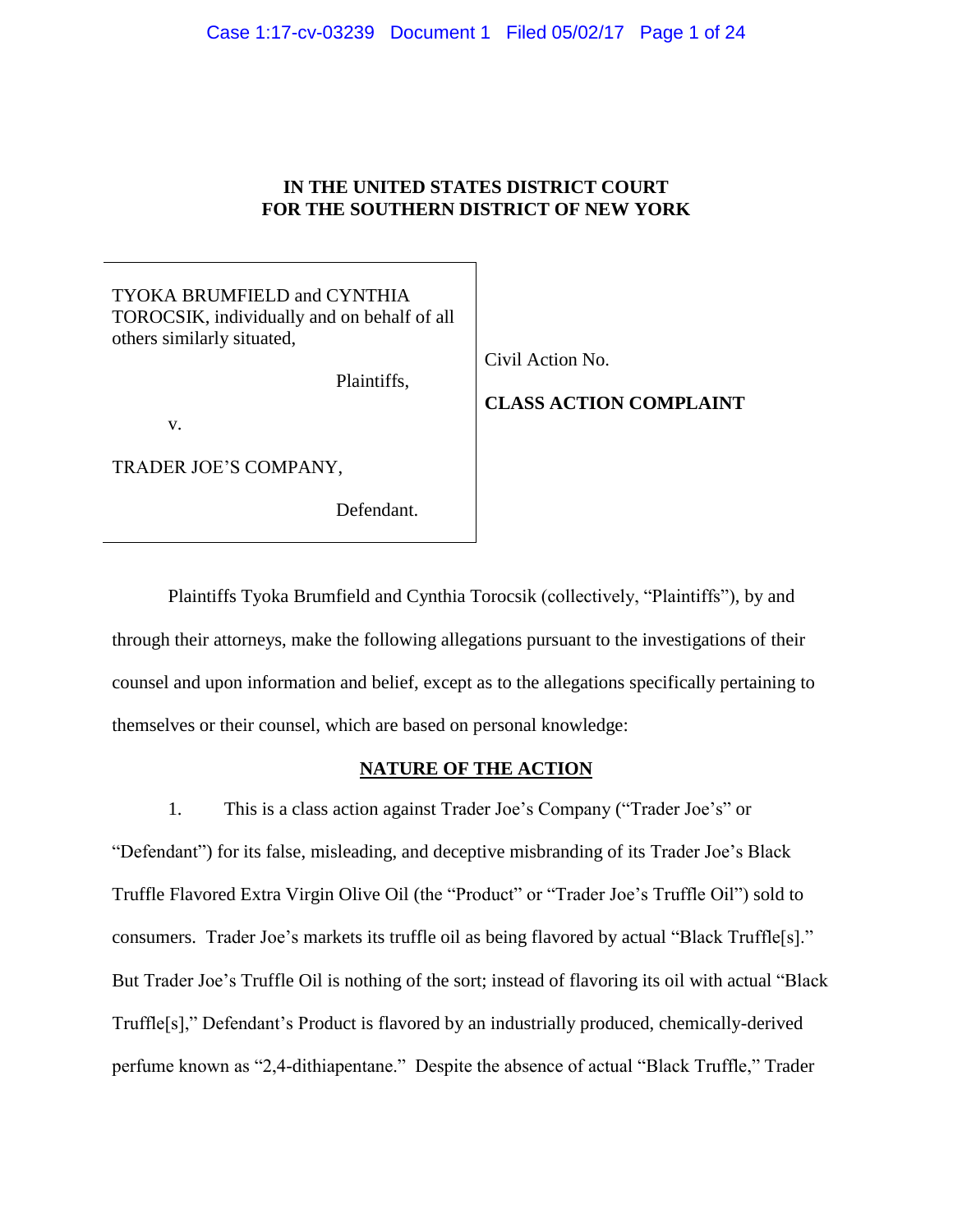**IN THE UNITED STATES DISTRICT COURT**
**FOR THE SOUTHERN DISTRICT OF NEW YORK**

| | |
|---|---|
| TYOKA BRUMFIELD and CYNTHIA TOROCSIK, individually and on behalf of all others similarly situated,<br><br>Plaintiffs,<br><br>v.<br><br>TRADER JOE'S COMPANY,<br><br>Defendant. | Civil Action No.<br><br>**CLASS ACTION COMPLAINT** |

Plaintiffs Tyoka Brumfield and Cynthia Torocsik (collectively, "Plaintiffs"), by and through their attorneys, make the following allegations pursuant to the investigations of their counsel and upon information and belief, except as to the allegations specifically pertaining to themselves or their counsel, which are based on personal knowledge:

## NATURE OF THE ACTION

1. This is a class action against Trader Joe's Company ("Trader Joe's" or "Defendant") for its false, misleading, and deceptive misbranding of its Trader Joe's Black Truffle Flavored Extra Virgin Olive Oil (the "Product" or "Trader Joe's Truffle Oil") sold to consumers. Trader Joe's markets its truffle oil as being flavored by actual "Black Truffle[s]." But Trader Joe's Truffle Oil is nothing of the sort; instead of flavoring its oil with actual "Black Truffle[s]," Defendant's Product is flavored by an industrially produced, chemically-derived perfume known as "2,4-dithiapentane." Despite the absence of actual "Black Truffle," Trader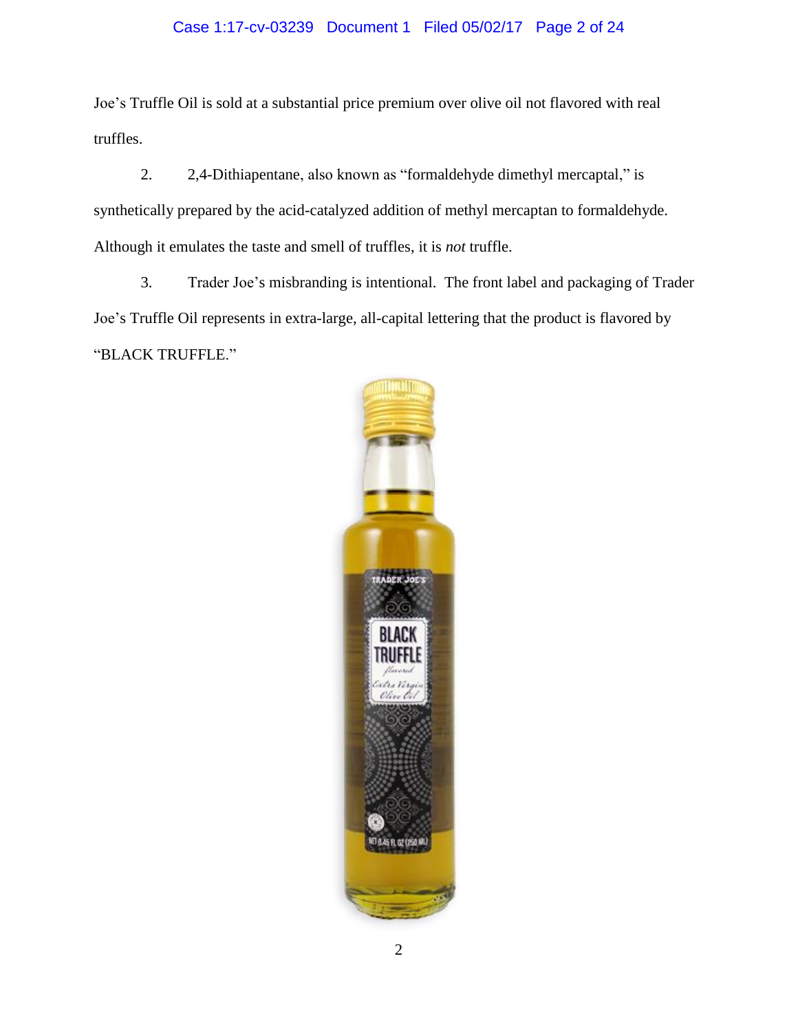Joe's Truffle Oil is sold at a substantial price premium over olive oil not flavored with real truffles.

2. 2,4-Dithiapentane, also known as "formaldehyde dimethyl mercaptal," is synthetically prepared by the acid-catalyzed addition of methyl mercaptan to formaldehyde. Although it emulates the taste and smell of truffles, it is *not* truffle.

3. Trader Joe's misbranding is intentional. The front label and packaging of Trader Joe's Truffle Oil represents in extra-large, all-capital lettering that the product is flavored by "BLACK TRUFFLE."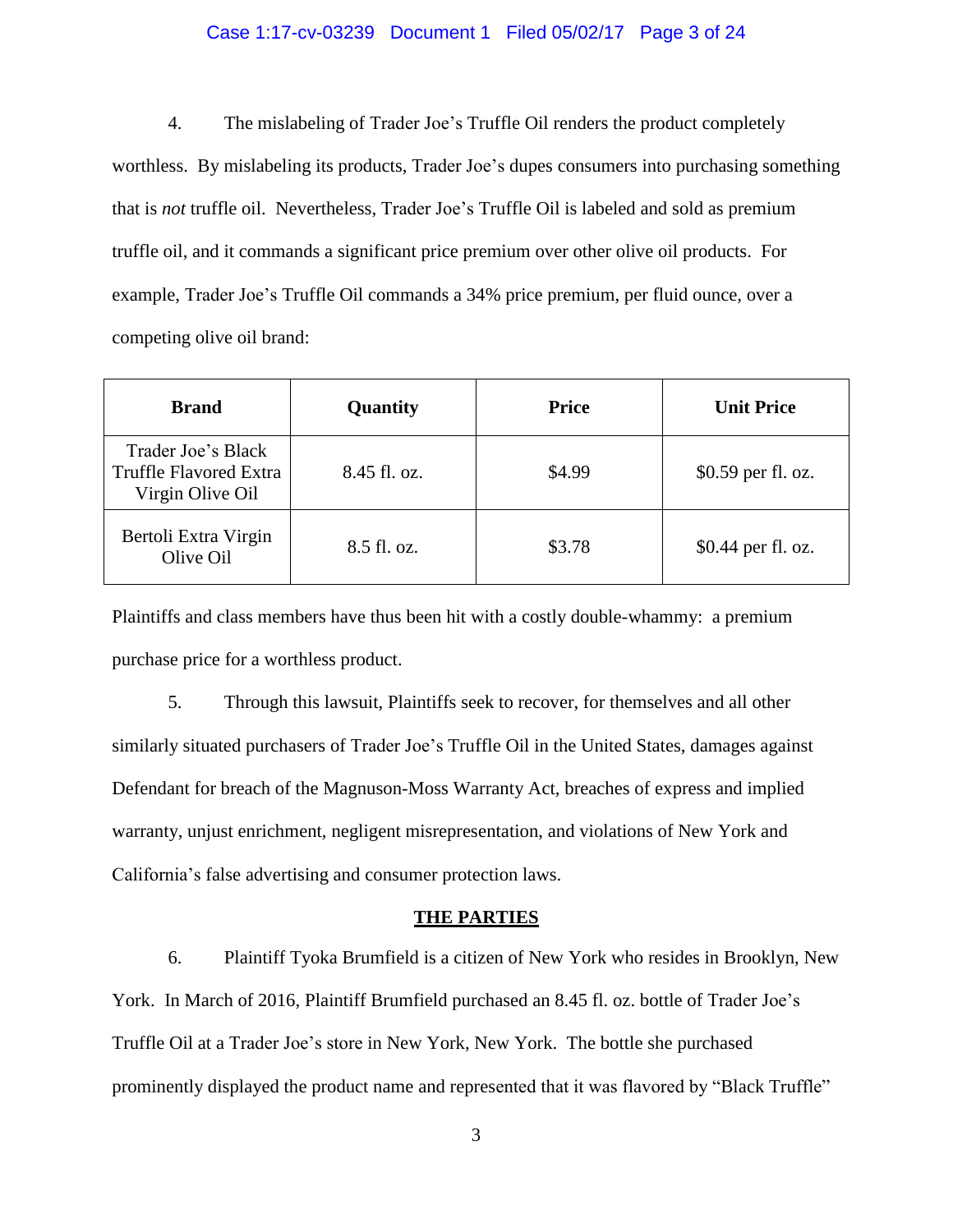4. The mislabeling of Trader Joe's Truffle Oil renders the product completely worthless. By mislabeling its products, Trader Joe's dupes consumers into purchasing something that is *not* truffle oil. Nevertheless, Trader Joe's Truffle Oil is labeled and sold as premium truffle oil, and it commands a significant price premium over other olive oil products. For example, Trader Joe's Truffle Oil commands a 34% price premium, per fluid ounce, over a competing olive oil brand:

| Brand | Quantity | Price | Unit Price |
|---|---|---|---|
| Trader Joe's Black Truffle Flavored Extra Virgin Olive Oil | 8.45 fl. oz. | $4.99 | $0.59 per fl. oz. |
| Bertoli Extra Virgin Olive Oil | 8.5 fl. oz. | $3.78 | $0.44 per fl. oz. |

Plaintiffs and class members have thus been hit with a costly double-whammy: a premium purchase price for a worthless product.

5. Through this lawsuit, Plaintiffs seek to recover, for themselves and all other similarly situated purchasers of Trader Joe's Truffle Oil in the United States, damages against Defendant for breach of the Magnuson-Moss Warranty Act, breaches of express and implied warranty, unjust enrichment, negligent misrepresentation, and violations of New York and California's false advertising and consumer protection laws.

## THE PARTIES

6. Plaintiff Tyoka Brumfield is a citizen of New York who resides in Brooklyn, New York. In March of 2016, Plaintiff Brumfield purchased an 8.45 fl. oz. bottle of Trader Joe's Truffle Oil at a Trader Joe's store in New York, New York. The bottle she purchased prominently displayed the product name and represented that it was flavored by "Black Truffle"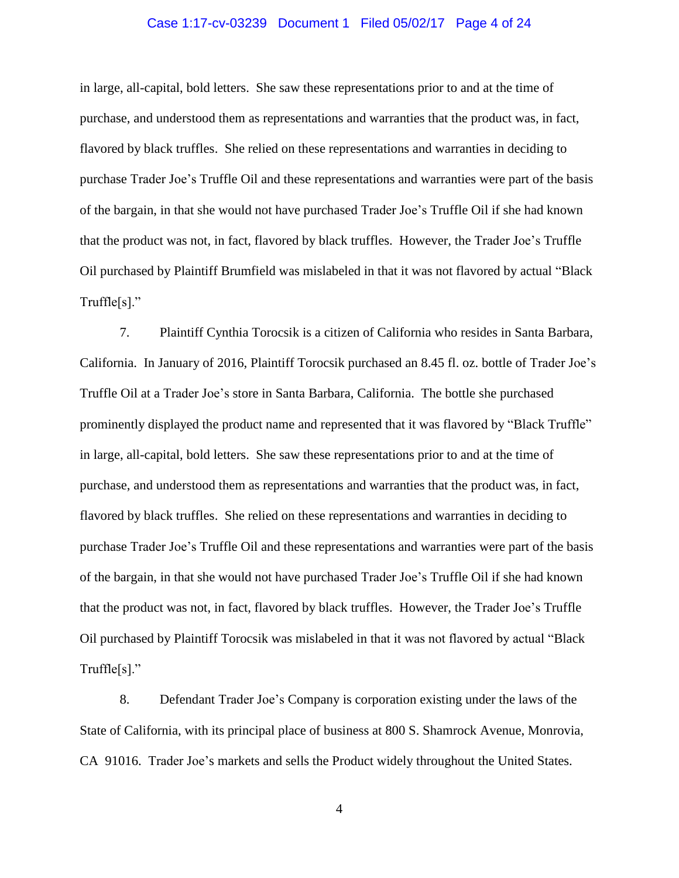in large, all-capital, bold letters. She saw these representations prior to and at the time of purchase, and understood them as representations and warranties that the product was, in fact, flavored by black truffles. She relied on these representations and warranties in deciding to purchase Trader Joe's Truffle Oil and these representations and warranties were part of the basis of the bargain, in that she would not have purchased Trader Joe's Truffle Oil if she had known that the product was not, in fact, flavored by black truffles. However, the Trader Joe's Truffle Oil purchased by Plaintiff Brumfield was mislabeled in that it was not flavored by actual "Black Truffle[s]."

7. Plaintiff Cynthia Torocsik is a citizen of California who resides in Santa Barbara, California. In January of 2016, Plaintiff Torocsik purchased an 8.45 fl. oz. bottle of Trader Joe's Truffle Oil at a Trader Joe's store in Santa Barbara, California. The bottle she purchased prominently displayed the product name and represented that it was flavored by "Black Truffle" in large, all-capital, bold letters. She saw these representations prior to and at the time of purchase, and understood them as representations and warranties that the product was, in fact, flavored by black truffles. She relied on these representations and warranties in deciding to purchase Trader Joe's Truffle Oil and these representations and warranties were part of the basis of the bargain, in that she would not have purchased Trader Joe's Truffle Oil if she had known that the product was not, in fact, flavored by black truffles. However, the Trader Joe's Truffle Oil purchased by Plaintiff Torocsik was mislabeled in that it was not flavored by actual "Black Truffle[s]."

8. Defendant Trader Joe's Company is corporation existing under the laws of the State of California, with its principal place of business at 800 S. Shamrock Avenue, Monrovia, CA 91016. Trader Joe's markets and sells the Product widely throughout the United States.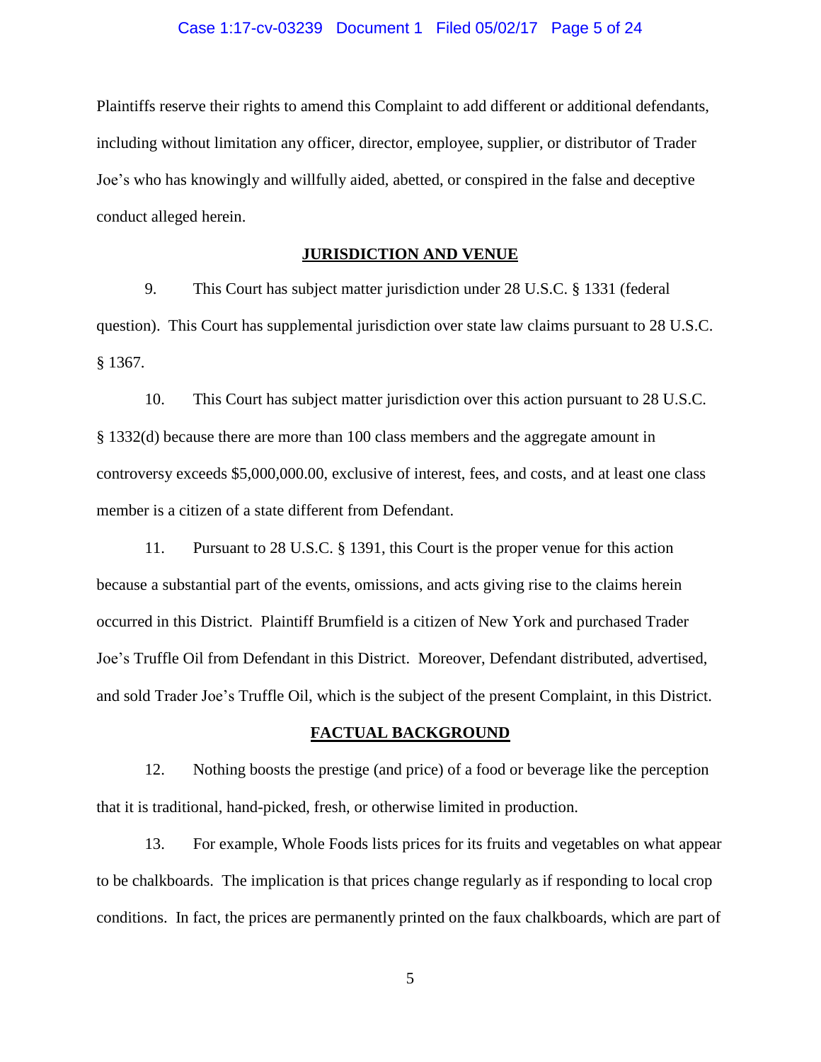Plaintiffs reserve their rights to amend this Complaint to add different or additional defendants, including without limitation any officer, director, employee, supplier, or distributor of Trader Joe's who has knowingly and willfully aided, abetted, or conspired in the false and deceptive conduct alleged herein.

## JURISDICTION AND VENUE

9. This Court has subject matter jurisdiction under 28 U.S.C. § 1331 (federal question). This Court has supplemental jurisdiction over state law claims pursuant to 28 U.S.C. § 1367.

10. This Court has subject matter jurisdiction over this action pursuant to 28 U.S.C. § 1332(d) because there are more than 100 class members and the aggregate amount in controversy exceeds $5,000,000.00, exclusive of interest, fees, and costs, and at least one class member is a citizen of a state different from Defendant.

11. Pursuant to 28 U.S.C. § 1391, this Court is the proper venue for this action because a substantial part of the events, omissions, and acts giving rise to the claims herein occurred in this District. Plaintiff Brumfield is a citizen of New York and purchased Trader Joe's Truffle Oil from Defendant in this District. Moreover, Defendant distributed, advertised, and sold Trader Joe's Truffle Oil, which is the subject of the present Complaint, in this District.

## FACTUAL BACKGROUND

12. Nothing boosts the prestige (and price) of a food or beverage like the perception that it is traditional, hand-picked, fresh, or otherwise limited in production.

13. For example, Whole Foods lists prices for its fruits and vegetables on what appear to be chalkboards. The implication is that prices change regularly as if responding to local crop conditions. In fact, the prices are permanently printed on the faux chalkboards, which are part of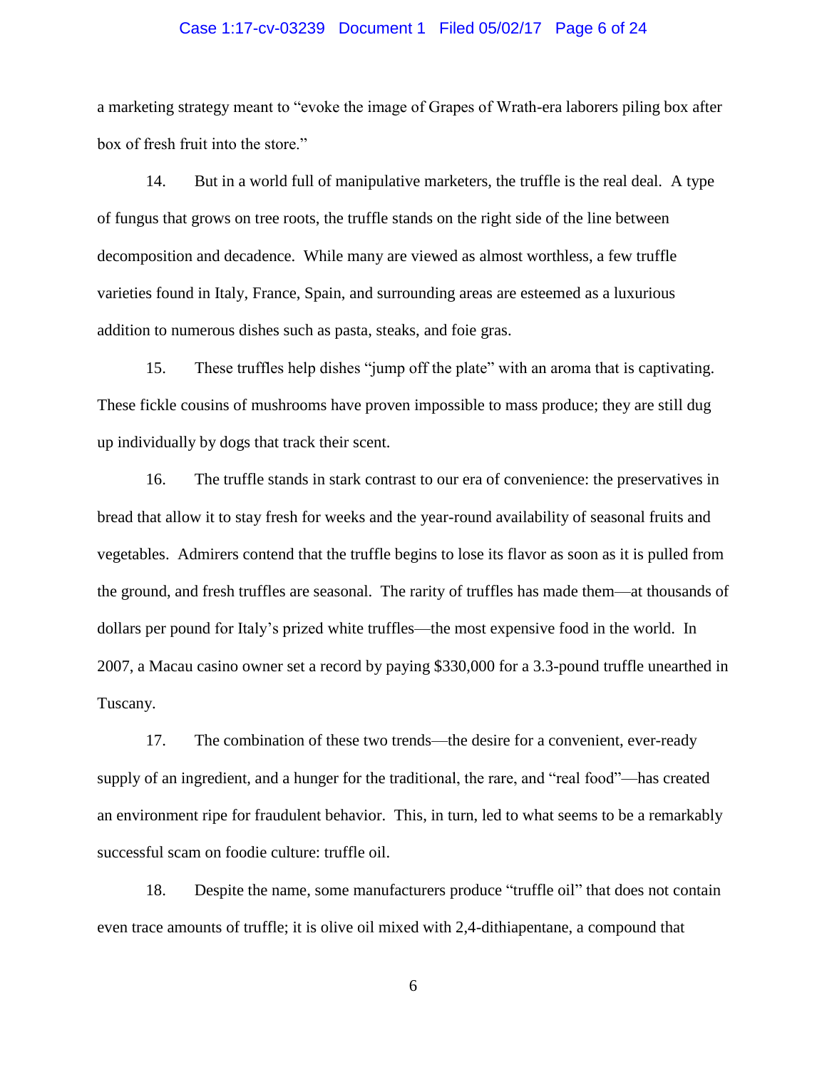a marketing strategy meant to "evoke the image of Grapes of Wrath-era laborers piling box after box of fresh fruit into the store."

14. But in a world full of manipulative marketers, the truffle is the real deal. A type of fungus that grows on tree roots, the truffle stands on the right side of the line between decomposition and decadence. While many are viewed as almost worthless, a few truffle varieties found in Italy, France, Spain, and surrounding areas are esteemed as a luxurious addition to numerous dishes such as pasta, steaks, and foie gras.

15. These truffles help dishes "jump off the plate" with an aroma that is captivating. These fickle cousins of mushrooms have proven impossible to mass produce; they are still dug up individually by dogs that track their scent.

16. The truffle stands in stark contrast to our era of convenience: the preservatives in bread that allow it to stay fresh for weeks and the year-round availability of seasonal fruits and vegetables. Admirers contend that the truffle begins to lose its flavor as soon as it is pulled from the ground, and fresh truffles are seasonal. The rarity of truffles has made them—at thousands of dollars per pound for Italy's prized white truffles—the most expensive food in the world. In 2007, a Macau casino owner set a record by paying $330,000 for a 3.3-pound truffle unearthed in Tuscany.

17. The combination of these two trends—the desire for a convenient, ever-ready supply of an ingredient, and a hunger for the traditional, the rare, and "real food"—has created an environment ripe for fraudulent behavior. This, in turn, led to what seems to be a remarkably successful scam on foodie culture: truffle oil.

18. Despite the name, some manufacturers produce "truffle oil" that does not contain even trace amounts of truffle; it is olive oil mixed with 2,4-dithiapentane, a compound that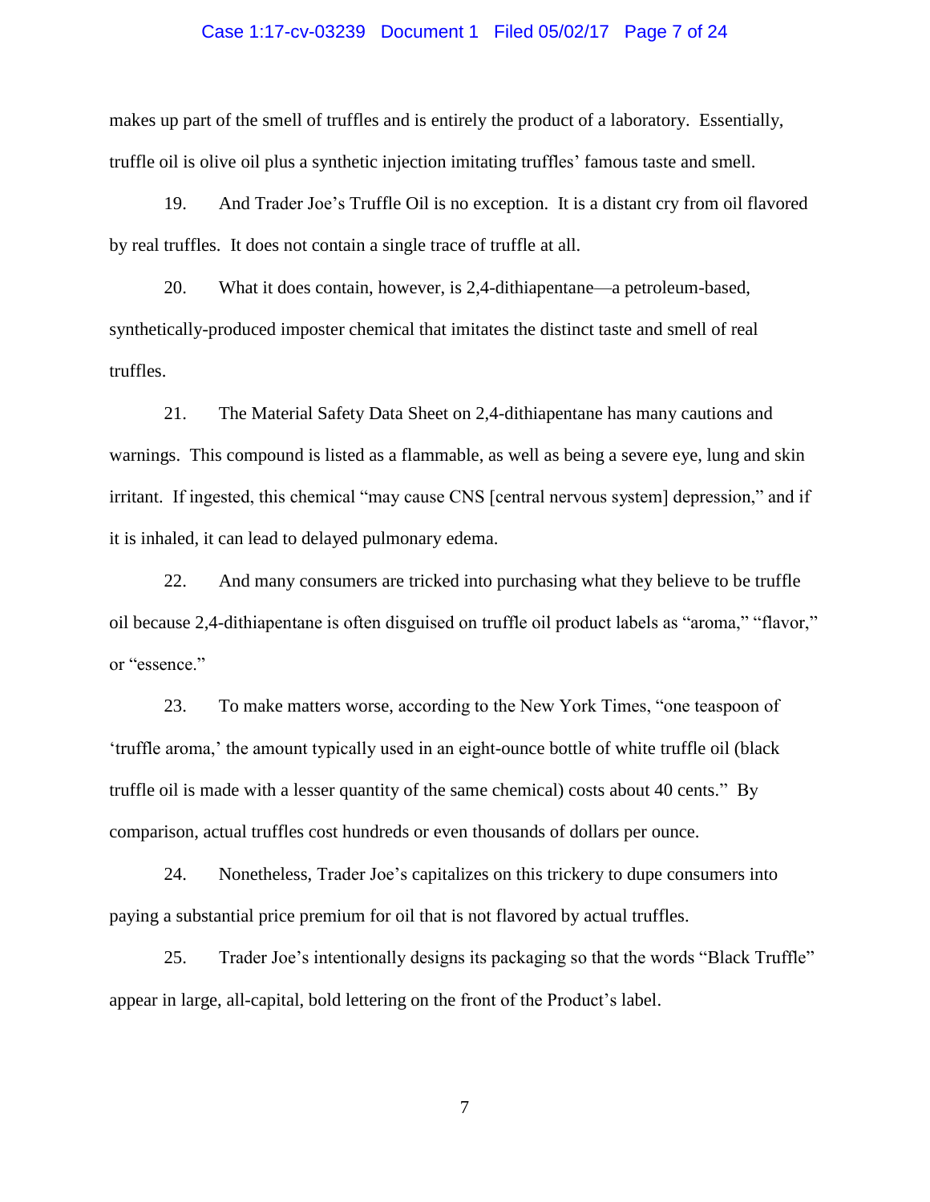makes up part of the smell of truffles and is entirely the product of a laboratory. Essentially, truffle oil is olive oil plus a synthetic injection imitating truffles' famous taste and smell.

19. And Trader Joe's Truffle Oil is no exception. It is a distant cry from oil flavored by real truffles. It does not contain a single trace of truffle at all.

20. What it does contain, however, is 2,4-dithiapentane—a petroleum-based, synthetically-produced imposter chemical that imitates the distinct taste and smell of real truffles.

21. The Material Safety Data Sheet on 2,4-dithiapentane has many cautions and warnings. This compound is listed as a flammable, as well as being a severe eye, lung and skin irritant. If ingested, this chemical "may cause CNS [central nervous system] depression," and if it is inhaled, it can lead to delayed pulmonary edema.

22. And many consumers are tricked into purchasing what they believe to be truffle oil because 2,4-dithiapentane is often disguised on truffle oil product labels as "aroma," "flavor," or "essence."

23. To make matters worse, according to the New York Times, "one teaspoon of 'truffle aroma,' the amount typically used in an eight-ounce bottle of white truffle oil (black truffle oil is made with a lesser quantity of the same chemical) costs about 40 cents." By comparison, actual truffles cost hundreds or even thousands of dollars per ounce.

24. Nonetheless, Trader Joe's capitalizes on this trickery to dupe consumers into paying a substantial price premium for oil that is not flavored by actual truffles.

25. Trader Joe's intentionally designs its packaging so that the words "Black Truffle" appear in large, all-capital, bold lettering on the front of the Product's label.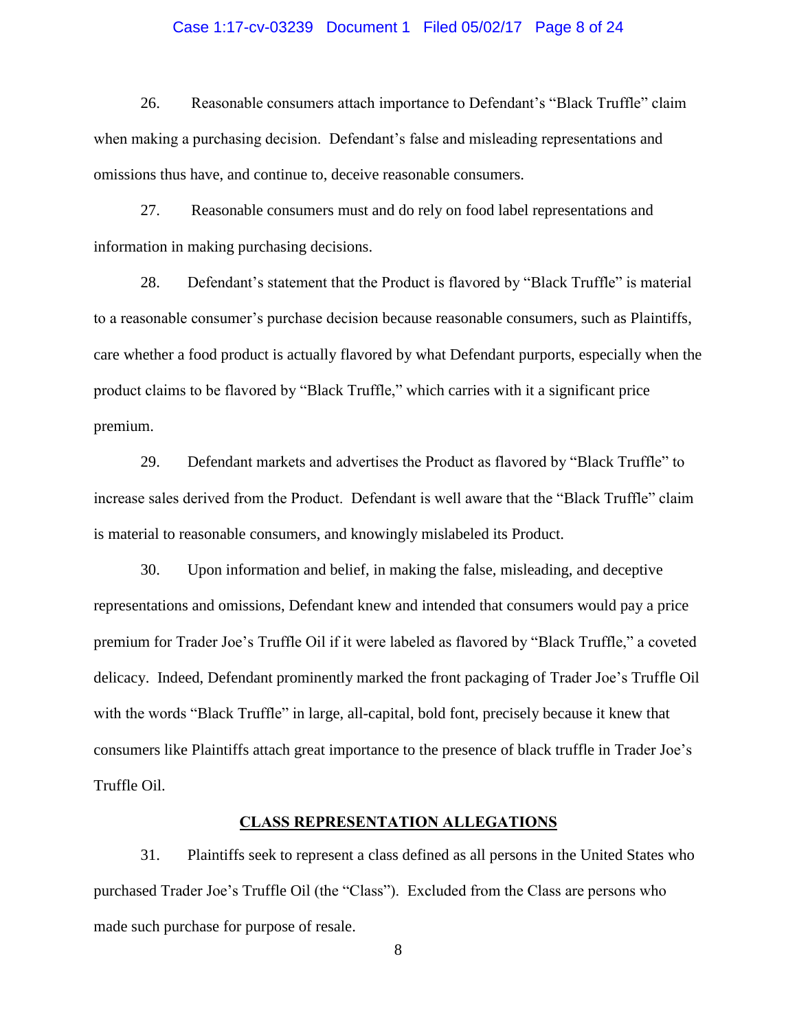26. Reasonable consumers attach importance to Defendant's "Black Truffle" claim when making a purchasing decision. Defendant's false and misleading representations and omissions thus have, and continue to, deceive reasonable consumers.

27. Reasonable consumers must and do rely on food label representations and information in making purchasing decisions.

28. Defendant's statement that the Product is flavored by "Black Truffle" is material to a reasonable consumer's purchase decision because reasonable consumers, such as Plaintiffs, care whether a food product is actually flavored by what Defendant purports, especially when the product claims to be flavored by "Black Truffle," which carries with it a significant price premium.

29. Defendant markets and advertises the Product as flavored by "Black Truffle" to increase sales derived from the Product. Defendant is well aware that the "Black Truffle" claim is material to reasonable consumers, and knowingly mislabeled its Product.

30. Upon information and belief, in making the false, misleading, and deceptive representations and omissions, Defendant knew and intended that consumers would pay a price premium for Trader Joe's Truffle Oil if it were labeled as flavored by "Black Truffle," a coveted delicacy. Indeed, Defendant prominently marked the front packaging of Trader Joe's Truffle Oil with the words "Black Truffle" in large, all-capital, bold font, precisely because it knew that consumers like Plaintiffs attach great importance to the presence of black truffle in Trader Joe's Truffle Oil.

## CLASS REPRESENTATION ALLEGATIONS

31. Plaintiffs seek to represent a class defined as all persons in the United States who purchased Trader Joe's Truffle Oil (the "Class"). Excluded from the Class are persons who made such purchase for purpose of resale.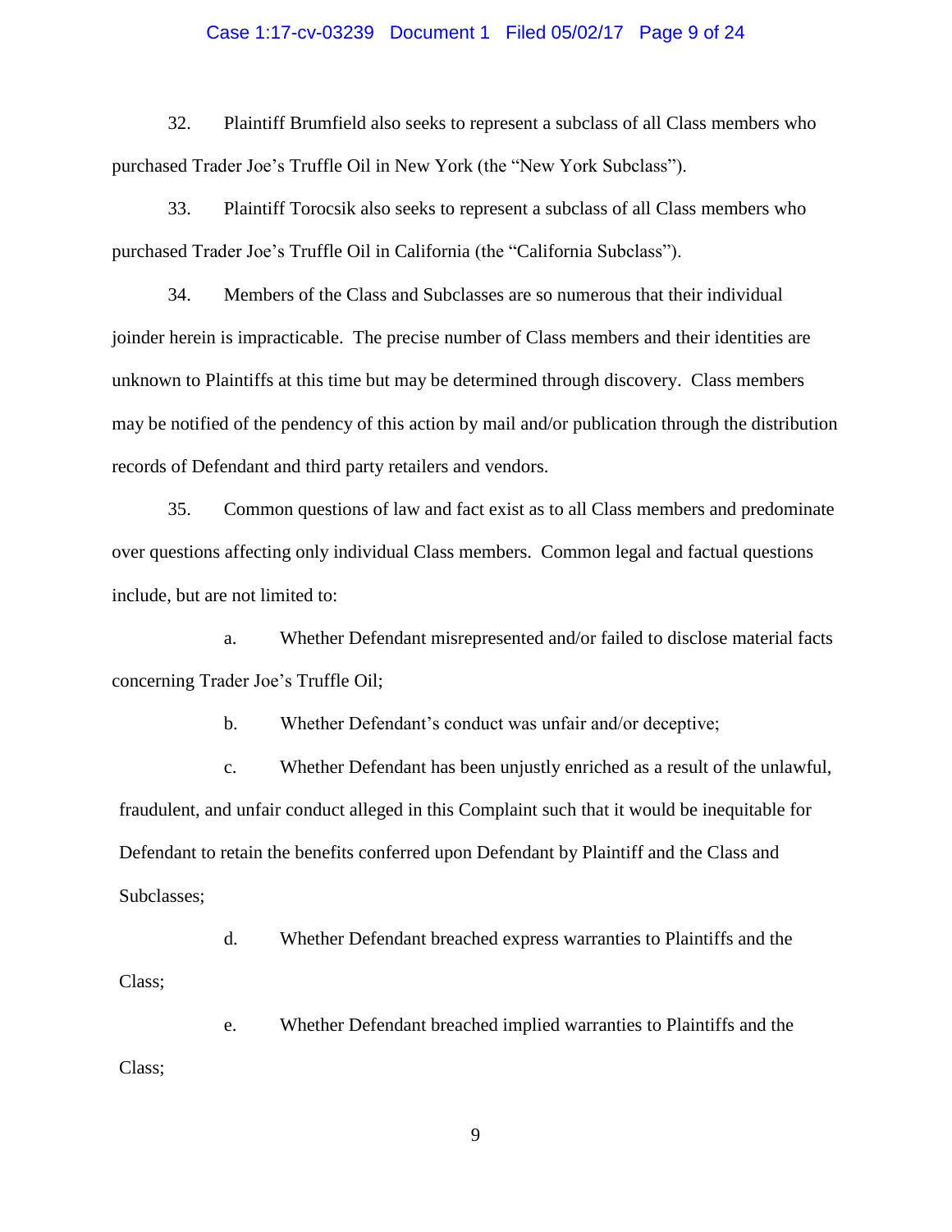32. Plaintiff Brumfield also seeks to represent a subclass of all Class members who purchased Trader Joe's Truffle Oil in New York (the "New York Subclass").

33. Plaintiff Torocsik also seeks to represent a subclass of all Class members who purchased Trader Joe's Truffle Oil in California (the "California Subclass").

34. Members of the Class and Subclasses are so numerous that their individual joinder herein is impracticable. The precise number of Class members and their identities are unknown to Plaintiffs at this time but may be determined through discovery. Class members may be notified of the pendency of this action by mail and/or publication through the distribution records of Defendant and third party retailers and vendors.

35. Common questions of law and fact exist as to all Class members and predominate over questions affecting only individual Class members. Common legal and factual questions include, but are not limited to:

a. Whether Defendant misrepresented and/or failed to disclose material facts concerning Trader Joe's Truffle Oil;

b. Whether Defendant's conduct was unfair and/or deceptive;

c. Whether Defendant has been unjustly enriched as a result of the unlawful, fraudulent, and unfair conduct alleged in this Complaint such that it would be inequitable for Defendant to retain the benefits conferred upon Defendant by Plaintiff and the Class and Subclasses;

d. Whether Defendant breached express warranties to Plaintiffs and the Class;

e. Whether Defendant breached implied warranties to Plaintiffs and the Class;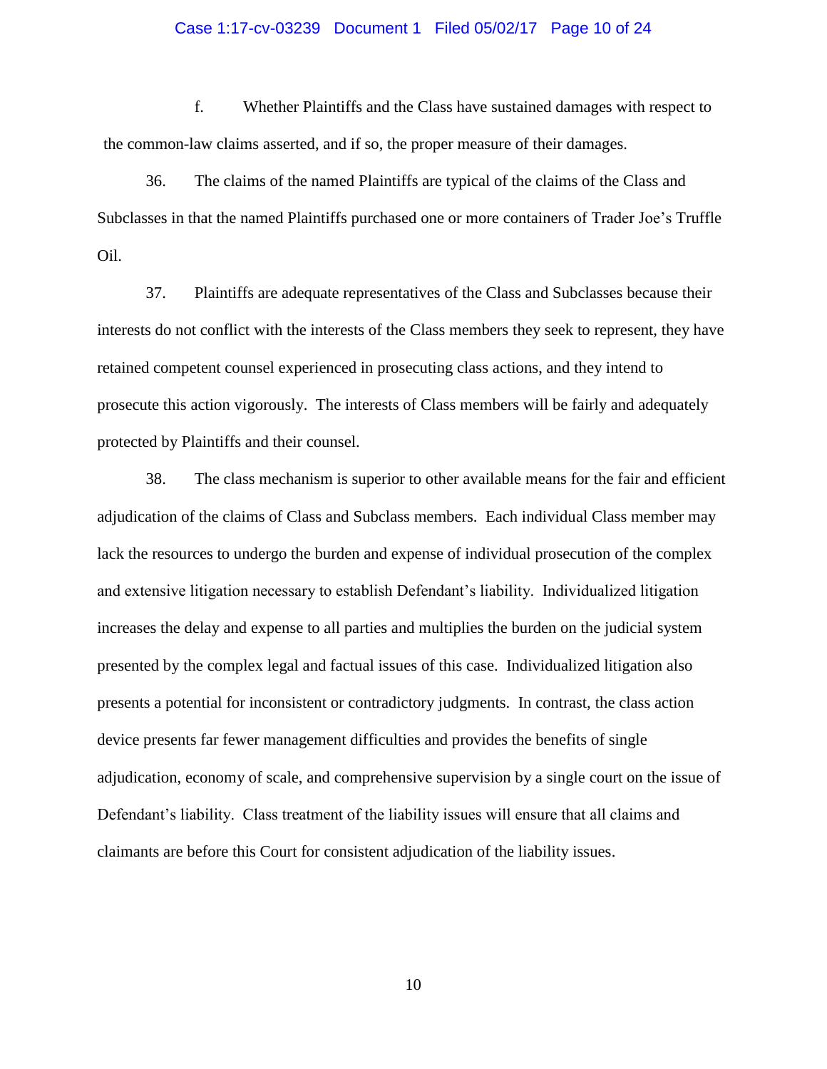f. Whether Plaintiffs and the Class have sustained damages with respect to the common-law claims asserted, and if so, the proper measure of their damages.

36. The claims of the named Plaintiffs are typical of the claims of the Class and Subclasses in that the named Plaintiffs purchased one or more containers of Trader Joe's Truffle Oil.

37. Plaintiffs are adequate representatives of the Class and Subclasses because their interests do not conflict with the interests of the Class members they seek to represent, they have retained competent counsel experienced in prosecuting class actions, and they intend to prosecute this action vigorously. The interests of Class members will be fairly and adequately protected by Plaintiffs and their counsel.

38. The class mechanism is superior to other available means for the fair and efficient adjudication of the claims of Class and Subclass members. Each individual Class member may lack the resources to undergo the burden and expense of individual prosecution of the complex and extensive litigation necessary to establish Defendant's liability. Individualized litigation increases the delay and expense to all parties and multiplies the burden on the judicial system presented by the complex legal and factual issues of this case. Individualized litigation also presents a potential for inconsistent or contradictory judgments. In contrast, the class action device presents far fewer management difficulties and provides the benefits of single adjudication, economy of scale, and comprehensive supervision by a single court on the issue of Defendant's liability. Class treatment of the liability issues will ensure that all claims and claimants are before this Court for consistent adjudication of the liability issues.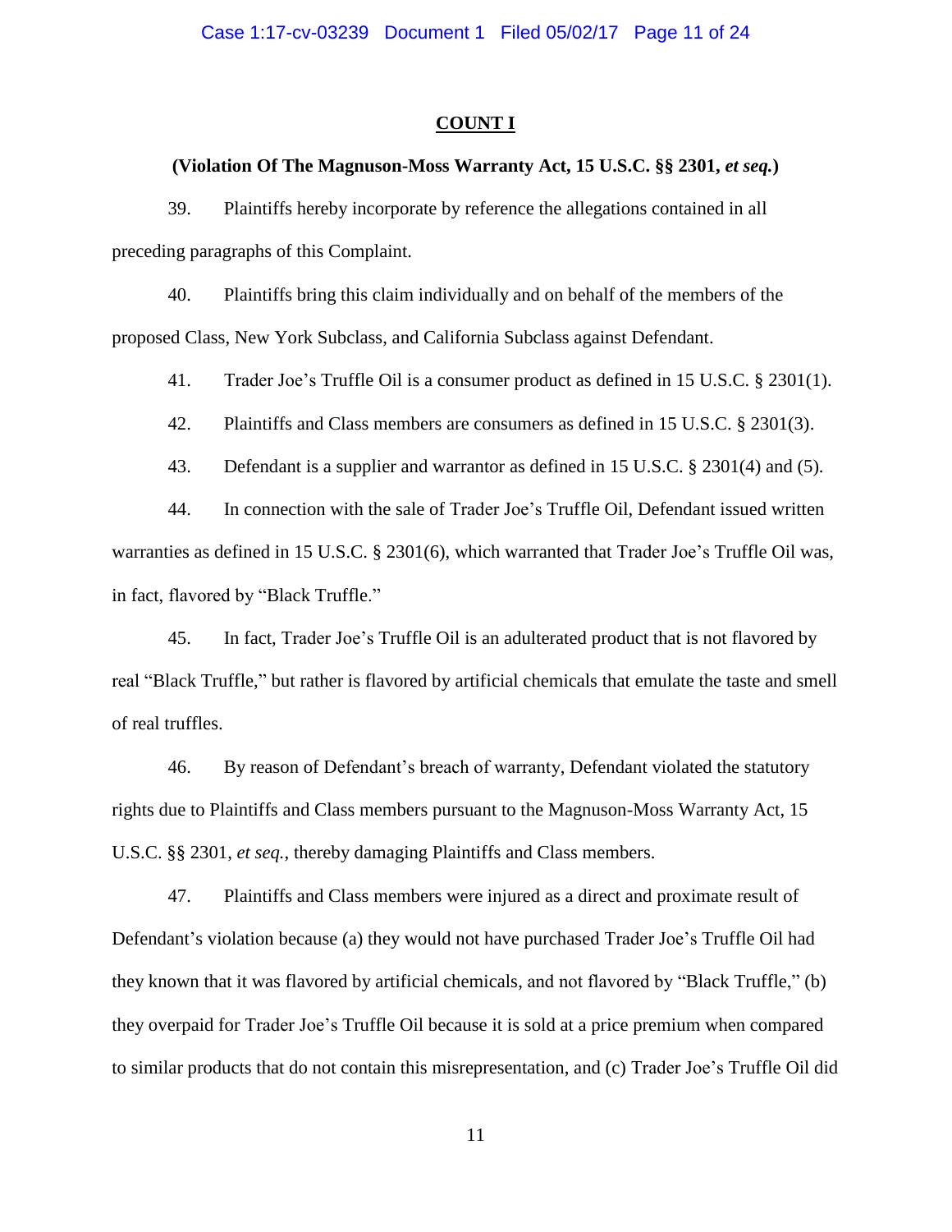## COUNT I

### (Violation Of The Magnuson-Moss Warranty Act, 15 U.S.C. §§ 2301, *et seq.*)

39. Plaintiffs hereby incorporate by reference the allegations contained in all preceding paragraphs of this Complaint.

40. Plaintiffs bring this claim individually and on behalf of the members of the proposed Class, New York Subclass, and California Subclass against Defendant.

41. Trader Joe's Truffle Oil is a consumer product as defined in 15 U.S.C. § 2301(1).

42. Plaintiffs and Class members are consumers as defined in 15 U.S.C. § 2301(3).

43. Defendant is a supplier and warrantor as defined in 15 U.S.C. § 2301(4) and (5).

44. In connection with the sale of Trader Joe's Truffle Oil, Defendant issued written warranties as defined in 15 U.S.C. § 2301(6), which warranted that Trader Joe's Truffle Oil was, in fact, flavored by "Black Truffle."

45. In fact, Trader Joe's Truffle Oil is an adulterated product that is not flavored by real "Black Truffle," but rather is flavored by artificial chemicals that emulate the taste and smell of real truffles.

46. By reason of Defendant's breach of warranty, Defendant violated the statutory rights due to Plaintiffs and Class members pursuant to the Magnuson-Moss Warranty Act, 15 U.S.C. §§ 2301, *et seq.*, thereby damaging Plaintiffs and Class members.

47. Plaintiffs and Class members were injured as a direct and proximate result of Defendant's violation because (a) they would not have purchased Trader Joe's Truffle Oil had they known that it was flavored by artificial chemicals, and not flavored by "Black Truffle," (b) they overpaid for Trader Joe's Truffle Oil because it is sold at a price premium when compared to similar products that do not contain this misrepresentation, and (c) Trader Joe's Truffle Oil did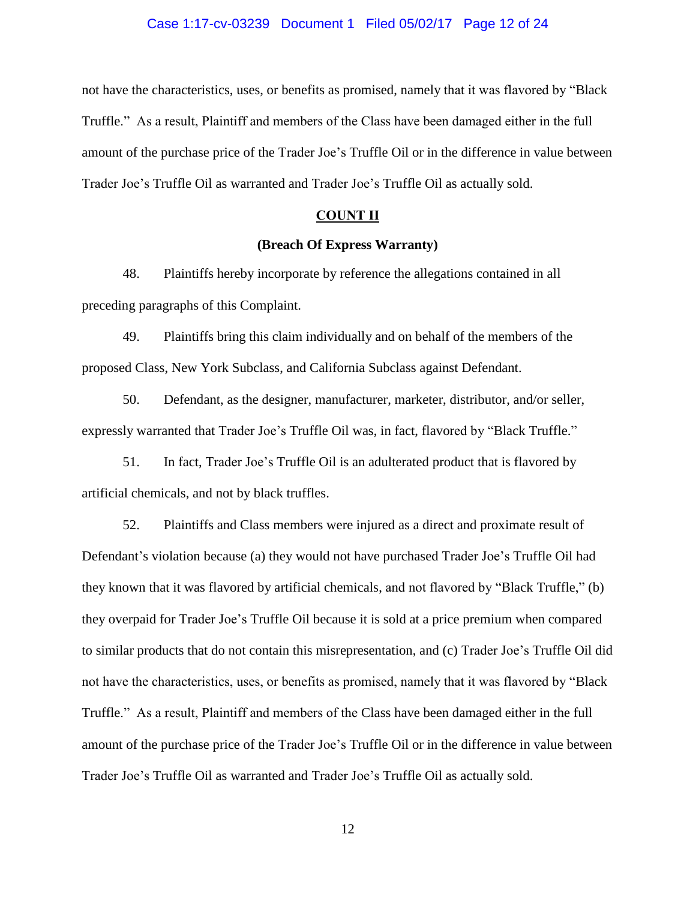not have the characteristics, uses, or benefits as promised, namely that it was flavored by "Black Truffle." As a result, Plaintiff and members of the Class have been damaged either in the full amount of the purchase price of the Trader Joe's Truffle Oil or in the difference in value between Trader Joe's Truffle Oil as warranted and Trader Joe's Truffle Oil as actually sold.

## COUNT II

### (Breach Of Express Warranty)

48. Plaintiffs hereby incorporate by reference the allegations contained in all preceding paragraphs of this Complaint.

49. Plaintiffs bring this claim individually and on behalf of the members of the proposed Class, New York Subclass, and California Subclass against Defendant.

50. Defendant, as the designer, manufacturer, marketer, distributor, and/or seller, expressly warranted that Trader Joe's Truffle Oil was, in fact, flavored by "Black Truffle."

51. In fact, Trader Joe's Truffle Oil is an adulterated product that is flavored by artificial chemicals, and not by black truffles.

52. Plaintiffs and Class members were injured as a direct and proximate result of Defendant's violation because (a) they would not have purchased Trader Joe's Truffle Oil had they known that it was flavored by artificial chemicals, and not flavored by "Black Truffle," (b) they overpaid for Trader Joe's Truffle Oil because it is sold at a price premium when compared to similar products that do not contain this misrepresentation, and (c) Trader Joe's Truffle Oil did not have the characteristics, uses, or benefits as promised, namely that it was flavored by "Black Truffle." As a result, Plaintiff and members of the Class have been damaged either in the full amount of the purchase price of the Trader Joe's Truffle Oil or in the difference in value between Trader Joe's Truffle Oil as warranted and Trader Joe's Truffle Oil as actually sold.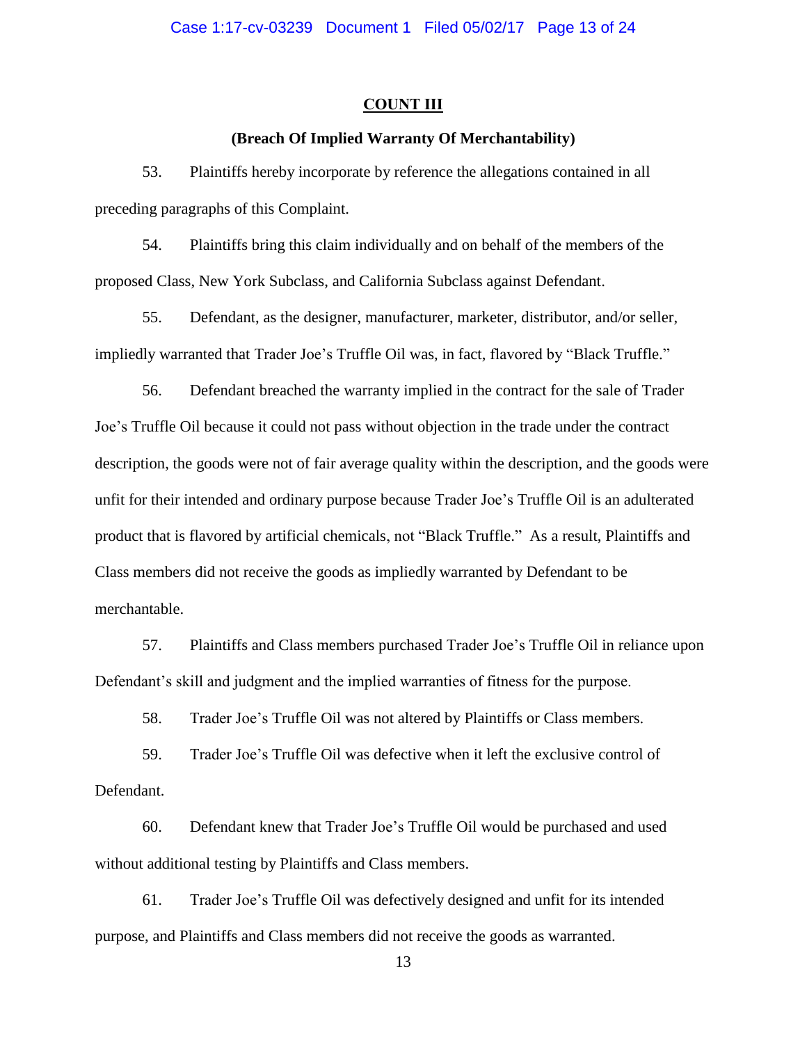## COUNT III

### (Breach Of Implied Warranty Of Merchantability)

53. Plaintiffs hereby incorporate by reference the allegations contained in all preceding paragraphs of this Complaint.

54. Plaintiffs bring this claim individually and on behalf of the members of the proposed Class, New York Subclass, and California Subclass against Defendant.

55. Defendant, as the designer, manufacturer, marketer, distributor, and/or seller, impliedly warranted that Trader Joe's Truffle Oil was, in fact, flavored by "Black Truffle."

56. Defendant breached the warranty implied in the contract for the sale of Trader Joe's Truffle Oil because it could not pass without objection in the trade under the contract description, the goods were not of fair average quality within the description, and the goods were unfit for their intended and ordinary purpose because Trader Joe's Truffle Oil is an adulterated product that is flavored by artificial chemicals, not "Black Truffle." As a result, Plaintiffs and Class members did not receive the goods as impliedly warranted by Defendant to be merchantable.

57. Plaintiffs and Class members purchased Trader Joe's Truffle Oil in reliance upon Defendant's skill and judgment and the implied warranties of fitness for the purpose.

58. Trader Joe's Truffle Oil was not altered by Plaintiffs or Class members.

59. Trader Joe's Truffle Oil was defective when it left the exclusive control of Defendant.

60. Defendant knew that Trader Joe's Truffle Oil would be purchased and used without additional testing by Plaintiffs and Class members.

61. Trader Joe's Truffle Oil was defectively designed and unfit for its intended purpose, and Plaintiffs and Class members did not receive the goods as warranted.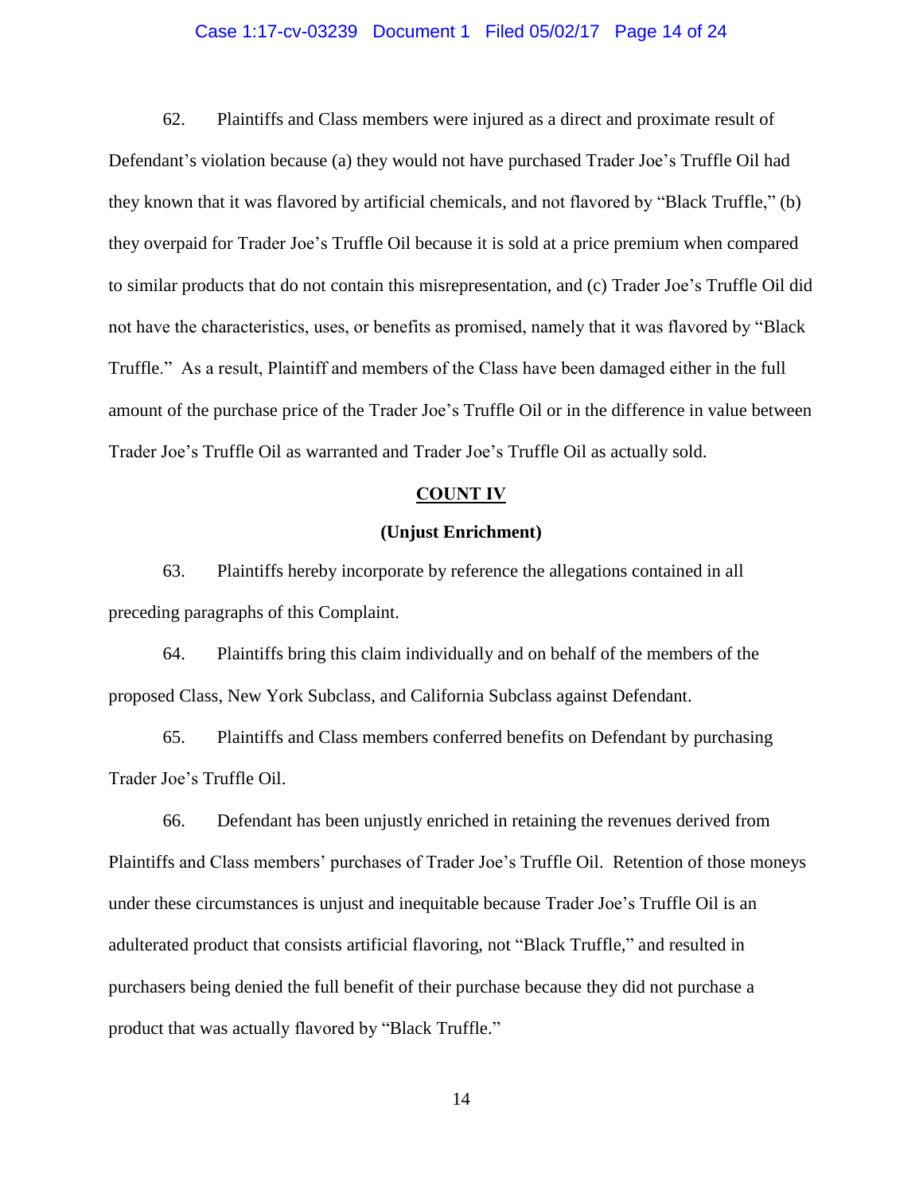62. Plaintiffs and Class members were injured as a direct and proximate result of Defendant's violation because (a) they would not have purchased Trader Joe's Truffle Oil had they known that it was flavored by artificial chemicals, and not flavored by "Black Truffle," (b) they overpaid for Trader Joe's Truffle Oil because it is sold at a price premium when compared to similar products that do not contain this misrepresentation, and (c) Trader Joe's Truffle Oil did not have the characteristics, uses, or benefits as promised, namely that it was flavored by "Black Truffle." As a result, Plaintiff and members of the Class have been damaged either in the full amount of the purchase price of the Trader Joe's Truffle Oil or in the difference in value between Trader Joe's Truffle Oil as warranted and Trader Joe's Truffle Oil as actually sold.

## COUNT IV

### (Unjust Enrichment)

63. Plaintiffs hereby incorporate by reference the allegations contained in all preceding paragraphs of this Complaint.

64. Plaintiffs bring this claim individually and on behalf of the members of the proposed Class, New York Subclass, and California Subclass against Defendant.

65. Plaintiffs and Class members conferred benefits on Defendant by purchasing Trader Joe's Truffle Oil.

66. Defendant has been unjustly enriched in retaining the revenues derived from Plaintiffs and Class members' purchases of Trader Joe's Truffle Oil. Retention of those moneys under these circumstances is unjust and inequitable because Trader Joe's Truffle Oil is an adulterated product that consists artificial flavoring, not "Black Truffle," and resulted in purchasers being denied the full benefit of their purchase because they did not purchase a product that was actually flavored by "Black Truffle."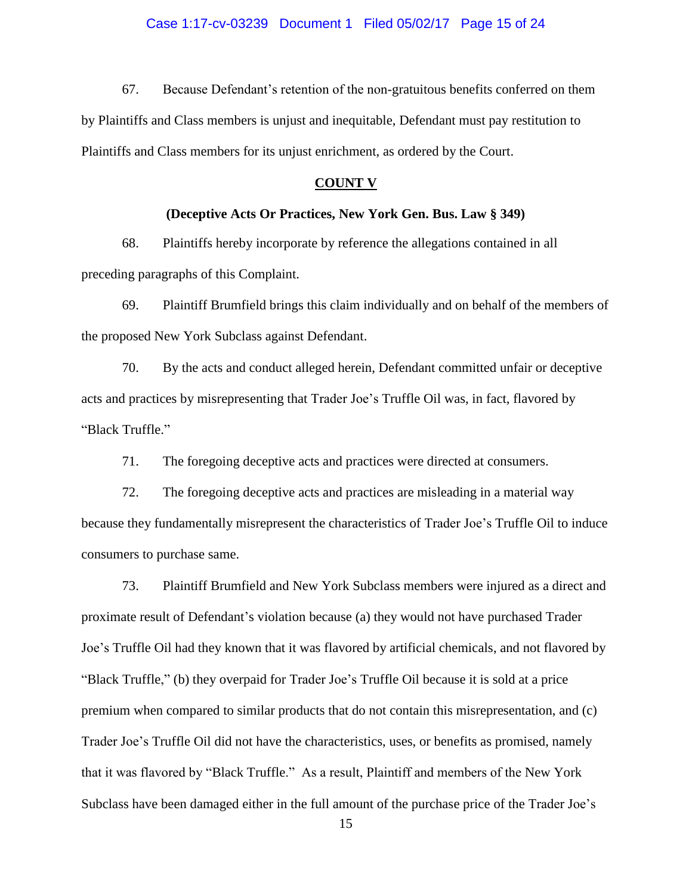67. Because Defendant's retention of the non-gratuitous benefits conferred on them by Plaintiffs and Class members is unjust and inequitable, Defendant must pay restitution to Plaintiffs and Class members for its unjust enrichment, as ordered by the Court.

## COUNT V

### (Deceptive Acts Or Practices, New York Gen. Bus. Law § 349)

68. Plaintiffs hereby incorporate by reference the allegations contained in all preceding paragraphs of this Complaint.

69. Plaintiff Brumfield brings this claim individually and on behalf of the members of the proposed New York Subclass against Defendant.

70. By the acts and conduct alleged herein, Defendant committed unfair or deceptive acts and practices by misrepresenting that Trader Joe's Truffle Oil was, in fact, flavored by "Black Truffle."

71. The foregoing deceptive acts and practices were directed at consumers.

72. The foregoing deceptive acts and practices are misleading in a material way because they fundamentally misrepresent the characteristics of Trader Joe's Truffle Oil to induce consumers to purchase same.

73. Plaintiff Brumfield and New York Subclass members were injured as a direct and proximate result of Defendant's violation because (a) they would not have purchased Trader Joe's Truffle Oil had they known that it was flavored by artificial chemicals, and not flavored by "Black Truffle," (b) they overpaid for Trader Joe's Truffle Oil because it is sold at a price premium when compared to similar products that do not contain this misrepresentation, and (c) Trader Joe's Truffle Oil did not have the characteristics, uses, or benefits as promised, namely that it was flavored by "Black Truffle." As a result, Plaintiff and members of the New York Subclass have been damaged either in the full amount of the purchase price of the Trader Joe's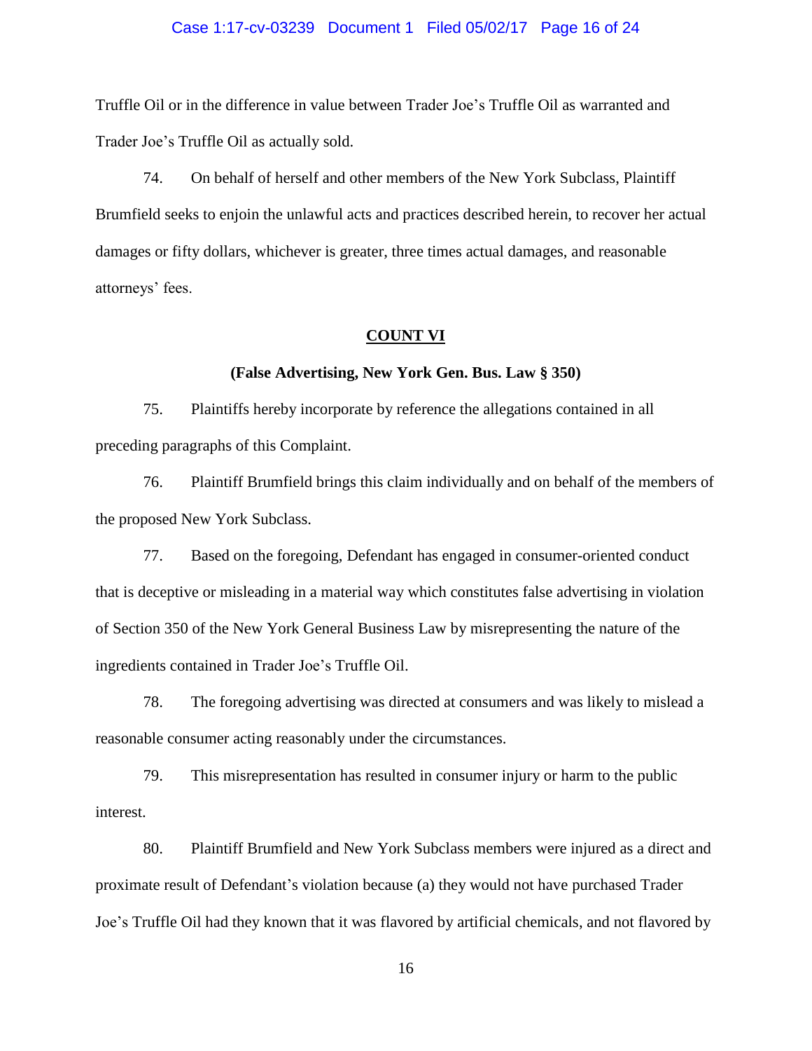Truffle Oil or in the difference in value between Trader Joe's Truffle Oil as warranted and Trader Joe's Truffle Oil as actually sold.

74. On behalf of herself and other members of the New York Subclass, Plaintiff Brumfield seeks to enjoin the unlawful acts and practices described herein, to recover her actual damages or fifty dollars, whichever is greater, three times actual damages, and reasonable attorneys' fees.

## COUNT VI

### (False Advertising, New York Gen. Bus. Law § 350)

75. Plaintiffs hereby incorporate by reference the allegations contained in all preceding paragraphs of this Complaint.

76. Plaintiff Brumfield brings this claim individually and on behalf of the members of the proposed New York Subclass.

77. Based on the foregoing, Defendant has engaged in consumer-oriented conduct that is deceptive or misleading in a material way which constitutes false advertising in violation of Section 350 of the New York General Business Law by misrepresenting the nature of the ingredients contained in Trader Joe's Truffle Oil.

78. The foregoing advertising was directed at consumers and was likely to mislead a reasonable consumer acting reasonably under the circumstances.

79. This misrepresentation has resulted in consumer injury or harm to the public interest.

80. Plaintiff Brumfield and New York Subclass members were injured as a direct and proximate result of Defendant's violation because (a) they would not have purchased Trader Joe's Truffle Oil had they known that it was flavored by artificial chemicals, and not flavored by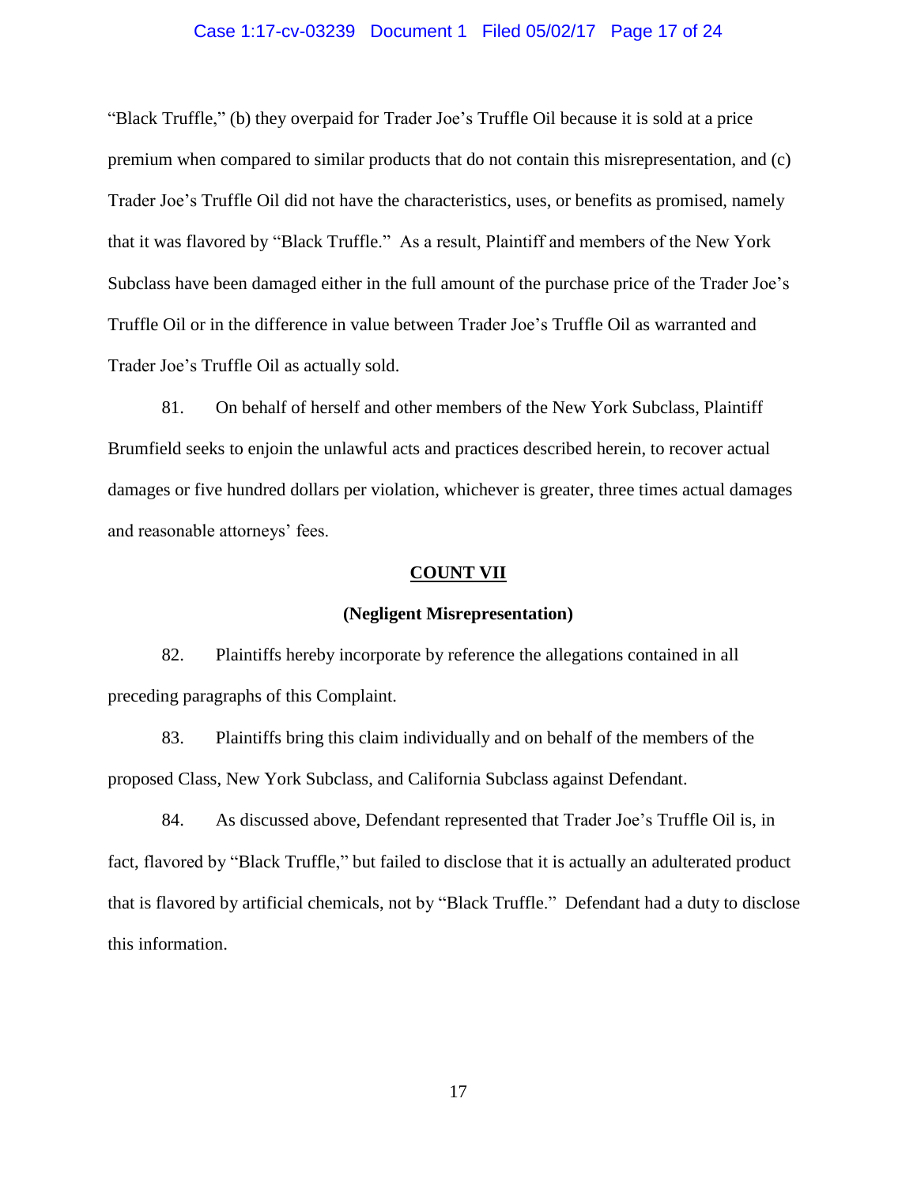"Black Truffle," (b) they overpaid for Trader Joe's Truffle Oil because it is sold at a price premium when compared to similar products that do not contain this misrepresentation, and (c) Trader Joe's Truffle Oil did not have the characteristics, uses, or benefits as promised, namely that it was flavored by "Black Truffle." As a result, Plaintiff and members of the New York Subclass have been damaged either in the full amount of the purchase price of the Trader Joe's Truffle Oil or in the difference in value between Trader Joe's Truffle Oil as warranted and Trader Joe's Truffle Oil as actually sold.

81. On behalf of herself and other members of the New York Subclass, Plaintiff Brumfield seeks to enjoin the unlawful acts and practices described herein, to recover actual damages or five hundred dollars per violation, whichever is greater, three times actual damages and reasonable attorneys' fees.

**COUNT VII**

**(Negligent Misrepresentation)**

82. Plaintiffs hereby incorporate by reference the allegations contained in all preceding paragraphs of this Complaint.

83. Plaintiffs bring this claim individually and on behalf of the members of the proposed Class, New York Subclass, and California Subclass against Defendant.

84. As discussed above, Defendant represented that Trader Joe's Truffle Oil is, in fact, flavored by "Black Truffle," but failed to disclose that it is actually an adulterated product that is flavored by artificial chemicals, not by "Black Truffle." Defendant had a duty to disclose this information.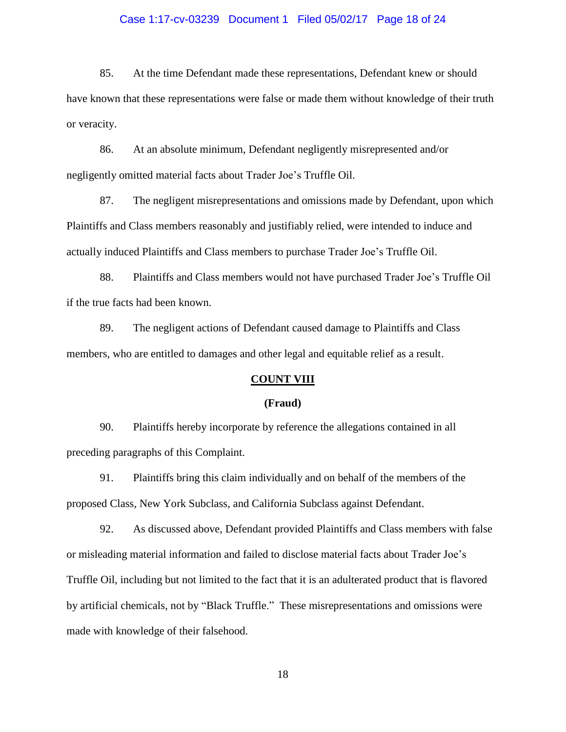85. At the time Defendant made these representations, Defendant knew or should have known that these representations were false or made them without knowledge of their truth or veracity.

86. At an absolute minimum, Defendant negligently misrepresented and/or negligently omitted material facts about Trader Joe's Truffle Oil.

87. The negligent misrepresentations and omissions made by Defendant, upon which Plaintiffs and Class members reasonably and justifiably relied, were intended to induce and actually induced Plaintiffs and Class members to purchase Trader Joe's Truffle Oil.

88. Plaintiffs and Class members would not have purchased Trader Joe's Truffle Oil if the true facts had been known.

89. The negligent actions of Defendant caused damage to Plaintiffs and Class members, who are entitled to damages and other legal and equitable relief as a result.

**<u>COUNT VIII</u>**

**(Fraud)**

90. Plaintiffs hereby incorporate by reference the allegations contained in all preceding paragraphs of this Complaint.

91. Plaintiffs bring this claim individually and on behalf of the members of the proposed Class, New York Subclass, and California Subclass against Defendant.

92. As discussed above, Defendant provided Plaintiffs and Class members with false or misleading material information and failed to disclose material facts about Trader Joe's Truffle Oil, including but not limited to the fact that it is an adulterated product that is flavored by artificial chemicals, not by "Black Truffle." These misrepresentations and omissions were made with knowledge of their falsehood.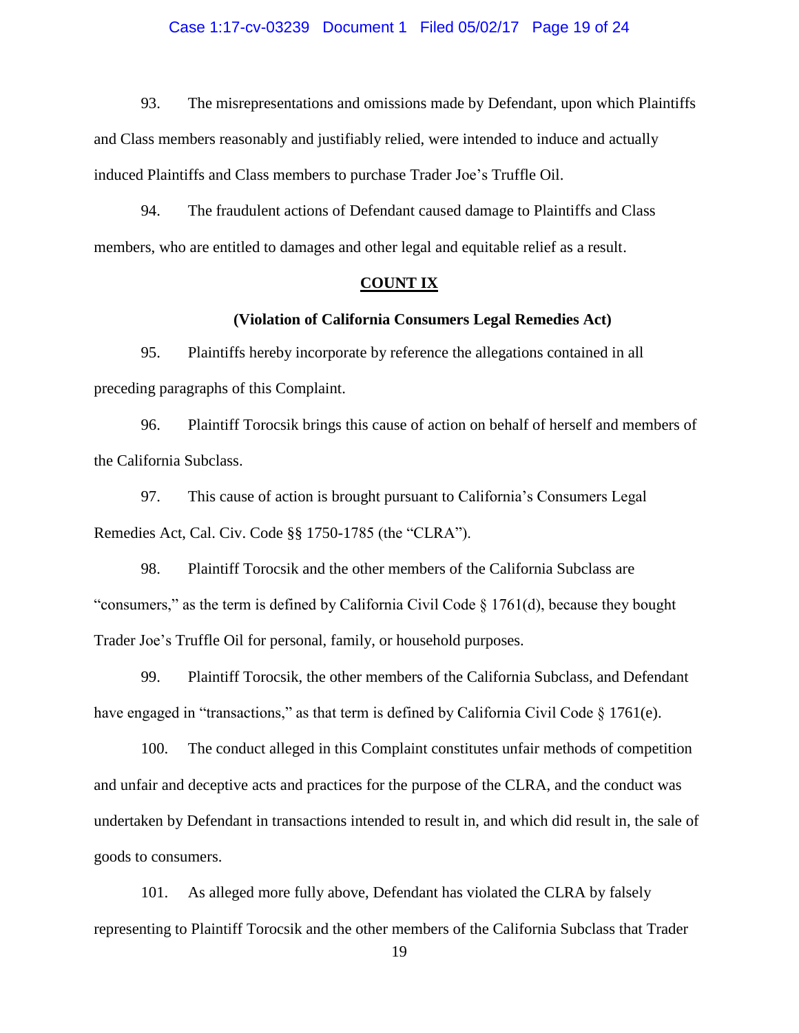93. The misrepresentations and omissions made by Defendant, upon which Plaintiffs and Class members reasonably and justifiably relied, were intended to induce and actually induced Plaintiffs and Class members to purchase Trader Joe's Truffle Oil.

94. The fraudulent actions of Defendant caused damage to Plaintiffs and Class members, who are entitled to damages and other legal and equitable relief as a result.

## COUNT IX

### (Violation of California Consumers Legal Remedies Act)

95. Plaintiffs hereby incorporate by reference the allegations contained in all preceding paragraphs of this Complaint.

96. Plaintiff Torocsik brings this cause of action on behalf of herself and members of the California Subclass.

97. This cause of action is brought pursuant to California's Consumers Legal Remedies Act, Cal. Civ. Code §§ 1750-1785 (the "CLRA").

98. Plaintiff Torocsik and the other members of the California Subclass are "consumers," as the term is defined by California Civil Code § 1761(d), because they bought Trader Joe's Truffle Oil for personal, family, or household purposes.

99. Plaintiff Torocsik, the other members of the California Subclass, and Defendant have engaged in "transactions," as that term is defined by California Civil Code § 1761(e).

100. The conduct alleged in this Complaint constitutes unfair methods of competition and unfair and deceptive acts and practices for the purpose of the CLRA, and the conduct was undertaken by Defendant in transactions intended to result in, and which did result in, the sale of goods to consumers.

101. As alleged more fully above, Defendant has violated the CLRA by falsely representing to Plaintiff Torocsik and the other members of the California Subclass that Trader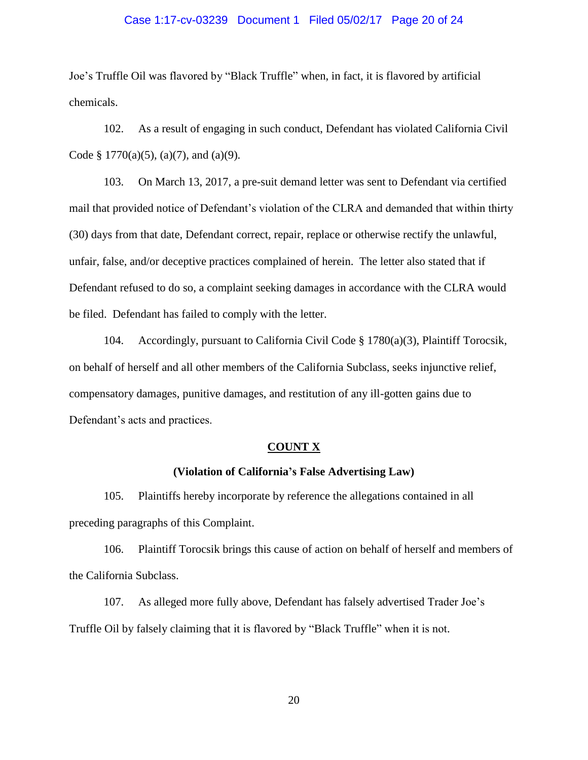Joe's Truffle Oil was flavored by "Black Truffle" when, in fact, it is flavored by artificial chemicals.

102. As a result of engaging in such conduct, Defendant has violated California Civil Code § 1770(a)(5), (a)(7), and (a)(9).

103. On March 13, 2017, a pre-suit demand letter was sent to Defendant via certified mail that provided notice of Defendant's violation of the CLRA and demanded that within thirty (30) days from that date, Defendant correct, repair, replace or otherwise rectify the unlawful, unfair, false, and/or deceptive practices complained of herein. The letter also stated that if Defendant refused to do so, a complaint seeking damages in accordance with the CLRA would be filed. Defendant has failed to comply with the letter.

104. Accordingly, pursuant to California Civil Code § 1780(a)(3), Plaintiff Torocsik, on behalf of herself and all other members of the California Subclass, seeks injunctive relief, compensatory damages, punitive damages, and restitution of any ill-gotten gains due to Defendant's acts and practices.

**COUNT X**

**(Violation of California's False Advertising Law)**

105. Plaintiffs hereby incorporate by reference the allegations contained in all preceding paragraphs of this Complaint.

106. Plaintiff Torocsik brings this cause of action on behalf of herself and members of the California Subclass.

107. As alleged more fully above, Defendant has falsely advertised Trader Joe's Truffle Oil by falsely claiming that it is flavored by "Black Truffle" when it is not.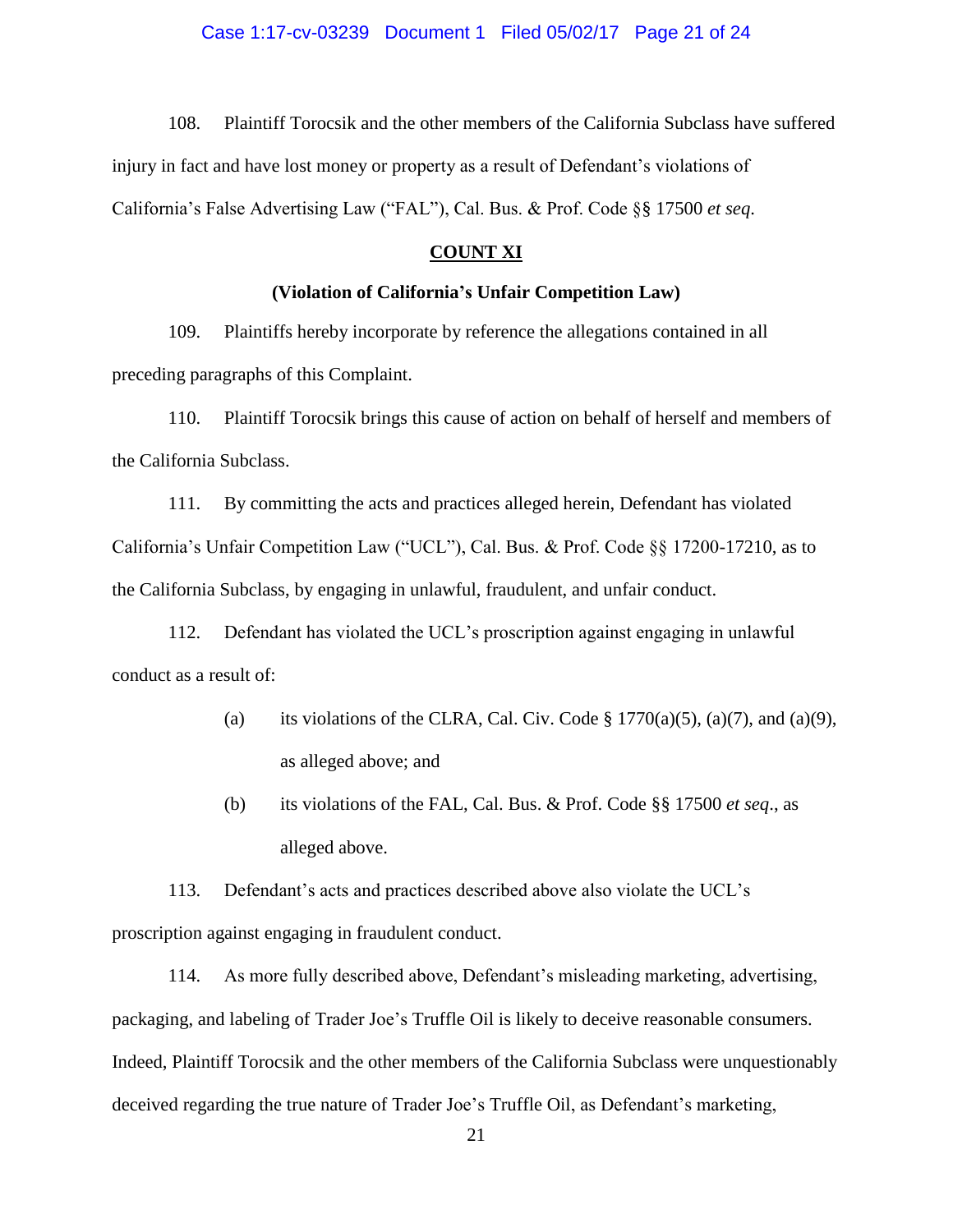108. Plaintiff Torocsik and the other members of the California Subclass have suffered injury in fact and have lost money or property as a result of Defendant's violations of California's False Advertising Law ("FAL"), Cal. Bus. & Prof. Code §§ 17500 *et seq.*

**COUNT XI**

**(Violation of California's Unfair Competition Law)**

109. Plaintiffs hereby incorporate by reference the allegations contained in all preceding paragraphs of this Complaint.

110. Plaintiff Torocsik brings this cause of action on behalf of herself and members of the California Subclass.

111. By committing the acts and practices alleged herein, Defendant has violated California's Unfair Competition Law ("UCL"), Cal. Bus. & Prof. Code §§ 17200-17210, as to the California Subclass, by engaging in unlawful, fraudulent, and unfair conduct.

112. Defendant has violated the UCL's proscription against engaging in unlawful conduct as a result of:

(a) its violations of the CLRA, Cal. Civ. Code § 1770(a)(5), (a)(7), and (a)(9), as alleged above; and

(b) its violations of the FAL, Cal. Bus. & Prof. Code §§ 17500 *et seq*., as alleged above.

113. Defendant's acts and practices described above also violate the UCL's proscription against engaging in fraudulent conduct.

114. As more fully described above, Defendant's misleading marketing, advertising, packaging, and labeling of Trader Joe's Truffle Oil is likely to deceive reasonable consumers. Indeed, Plaintiff Torocsik and the other members of the California Subclass were unquestionably deceived regarding the true nature of Trader Joe's Truffle Oil, as Defendant's marketing,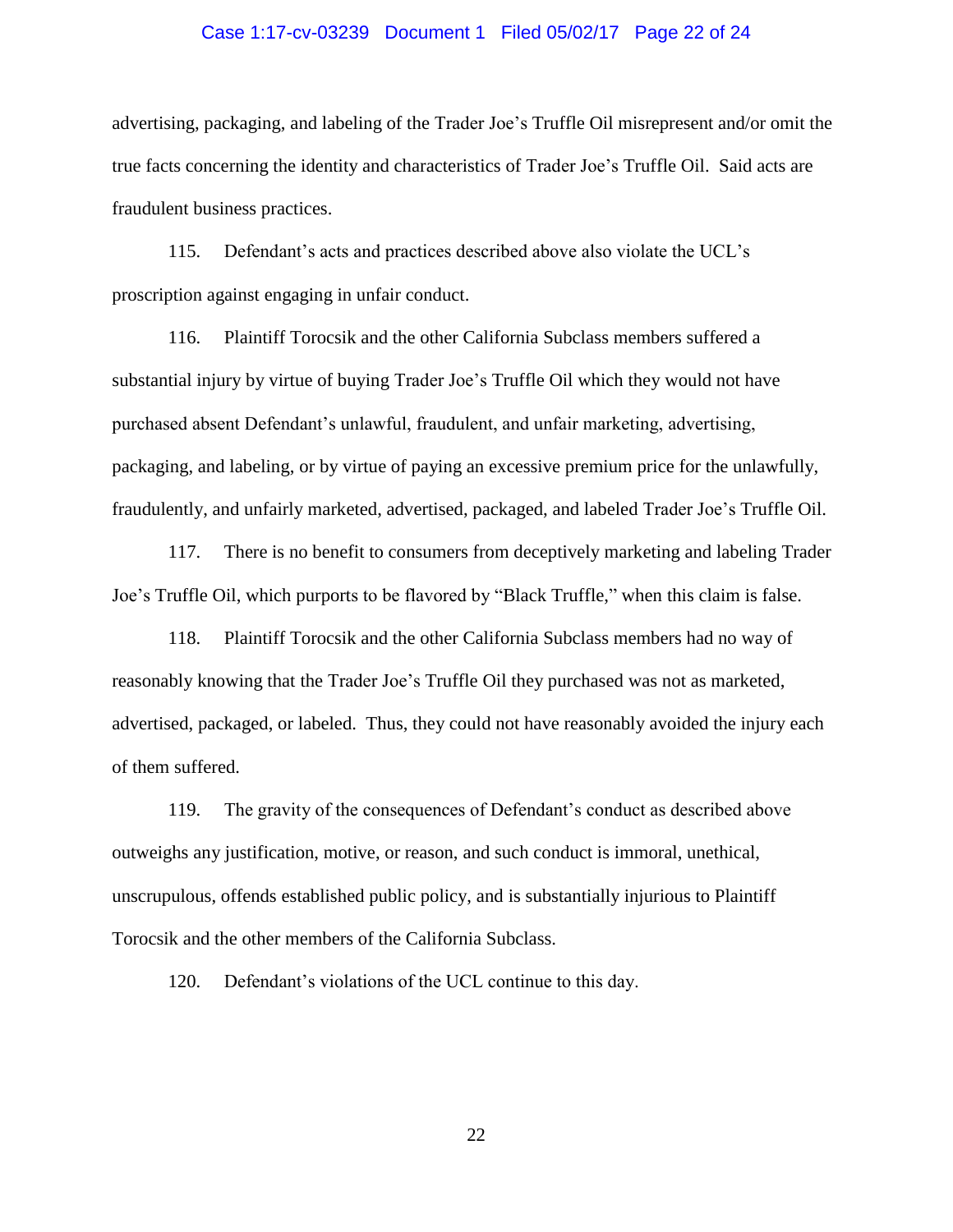advertising, packaging, and labeling of the Trader Joe's Truffle Oil misrepresent and/or omit the true facts concerning the identity and characteristics of Trader Joe's Truffle Oil. Said acts are fraudulent business practices.

115. Defendant's acts and practices described above also violate the UCL's proscription against engaging in unfair conduct.

116. Plaintiff Torocsik and the other California Subclass members suffered a substantial injury by virtue of buying Trader Joe's Truffle Oil which they would not have purchased absent Defendant's unlawful, fraudulent, and unfair marketing, advertising, packaging, and labeling, or by virtue of paying an excessive premium price for the unlawfully, fraudulently, and unfairly marketed, advertised, packaged, and labeled Trader Joe's Truffle Oil.

117. There is no benefit to consumers from deceptively marketing and labeling Trader Joe's Truffle Oil, which purports to be flavored by "Black Truffle," when this claim is false.

118. Plaintiff Torocsik and the other California Subclass members had no way of reasonably knowing that the Trader Joe's Truffle Oil they purchased was not as marketed, advertised, packaged, or labeled. Thus, they could not have reasonably avoided the injury each of them suffered.

119. The gravity of the consequences of Defendant's conduct as described above outweighs any justification, motive, or reason, and such conduct is immoral, unethical, unscrupulous, offends established public policy, and is substantially injurious to Plaintiff Torocsik and the other members of the California Subclass.

120. Defendant's violations of the UCL continue to this day.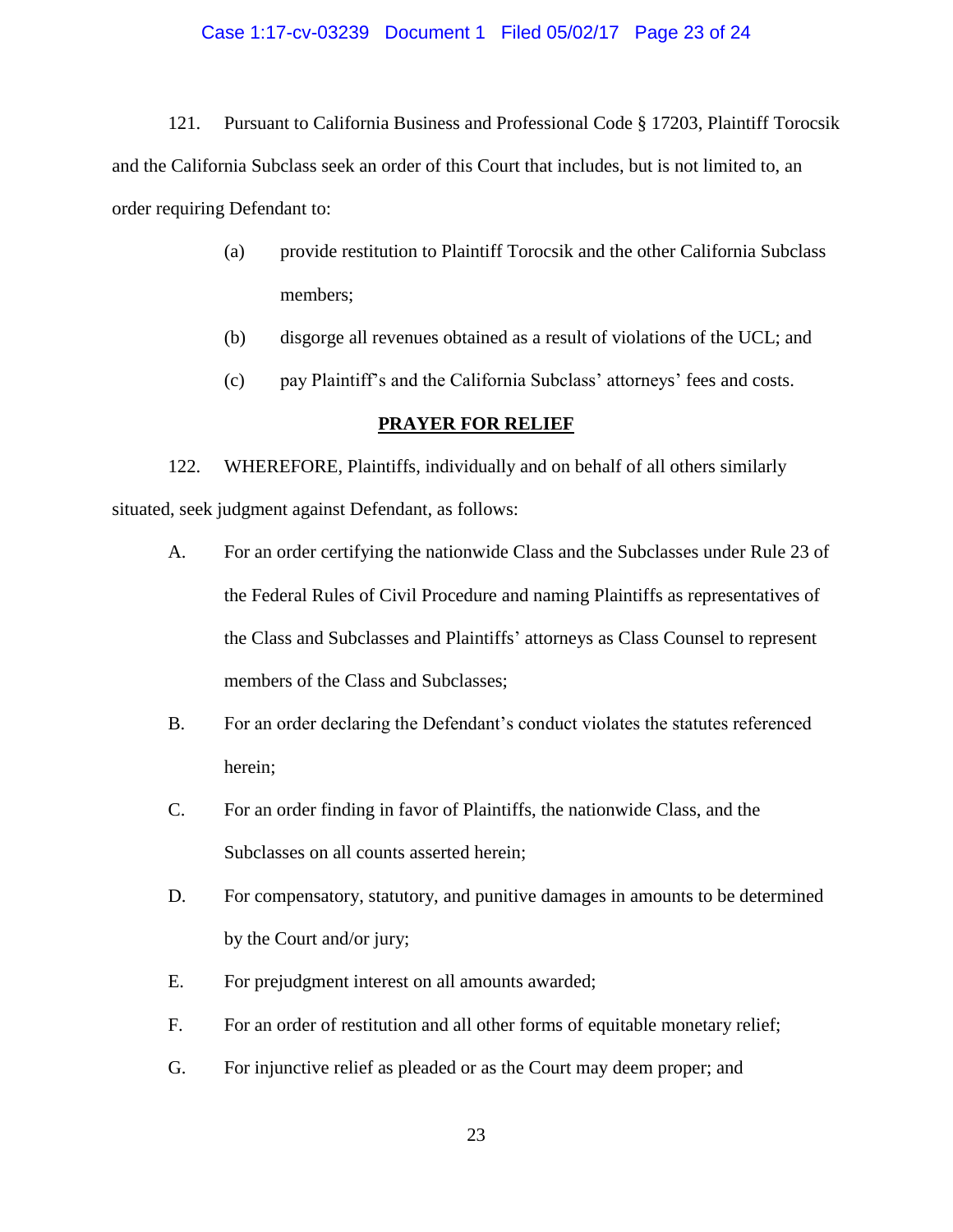121. Pursuant to California Business and Professional Code § 17203, Plaintiff Torocsik and the California Subclass seek an order of this Court that includes, but is not limited to, an order requiring Defendant to:

(a) provide restitution to Plaintiff Torocsik and the other California Subclass members;

(b) disgorge all revenues obtained as a result of violations of the UCL; and

(c) pay Plaintiff's and the California Subclass' attorneys' fees and costs.

**PRAYER FOR RELIEF**

122. WHEREFORE, Plaintiffs, individually and on behalf of all others similarly situated, seek judgment against Defendant, as follows:

A. For an order certifying the nationwide Class and the Subclasses under Rule 23 of the Federal Rules of Civil Procedure and naming Plaintiffs as representatives of the Class and Subclasses and Plaintiffs' attorneys as Class Counsel to represent members of the Class and Subclasses;

B. For an order declaring the Defendant's conduct violates the statutes referenced herein;

C. For an order finding in favor of Plaintiffs, the nationwide Class, and the Subclasses on all counts asserted herein;

D. For compensatory, statutory, and punitive damages in amounts to be determined by the Court and/or jury;

E. For prejudgment interest on all amounts awarded;

F. For an order of restitution and all other forms of equitable monetary relief;

G. For injunctive relief as pleaded or as the Court may deem proper; and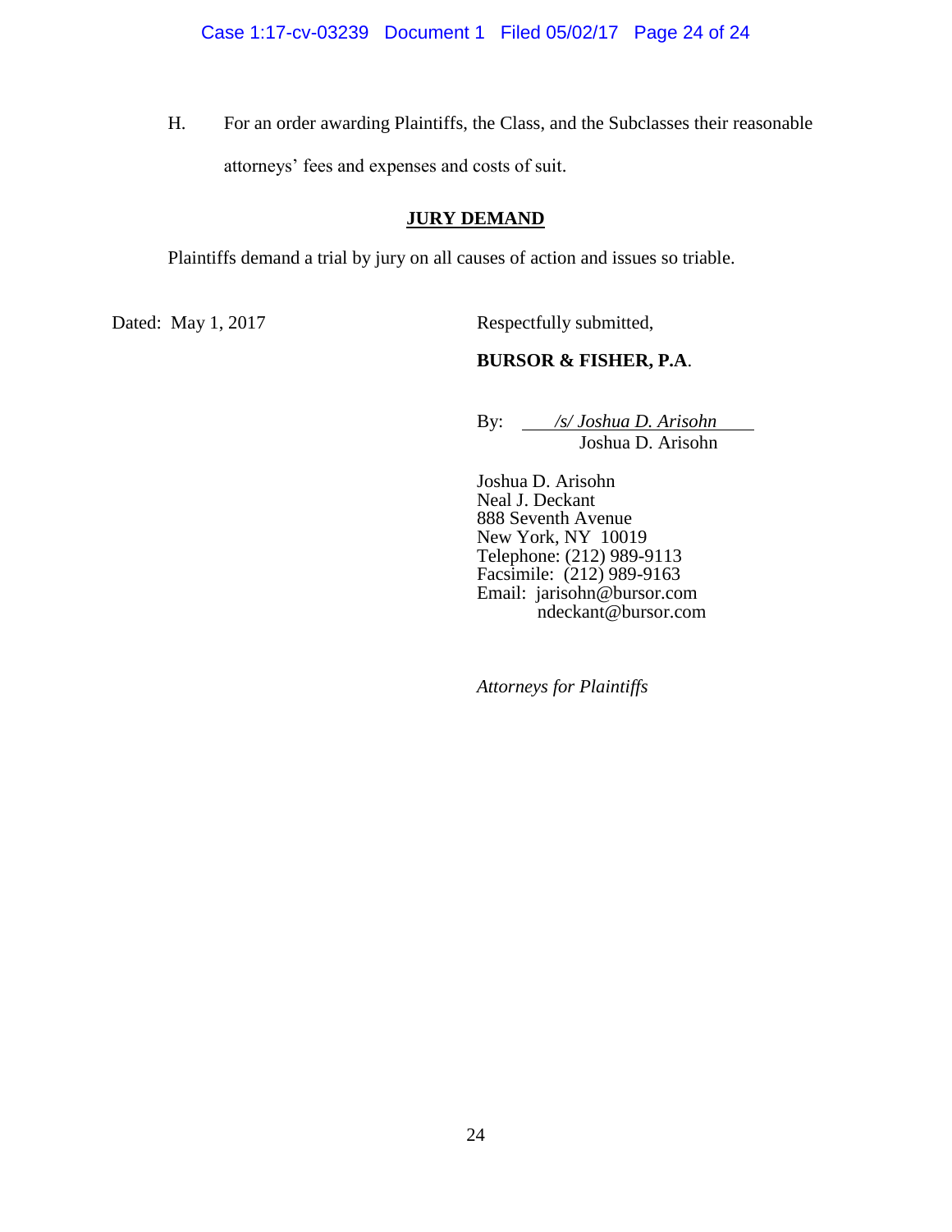H. For an order awarding Plaintiffs, the Class, and the Subclasses their reasonable attorneys' fees and expenses and costs of suit.

**JURY DEMAND**

Plaintiffs demand a trial by jury on all causes of action and issues so triable.

Dated: May 1, 2017

Respectfully submitted,

**BURSOR & FISHER, P.A**.

By: */s/ Joshua D. Arisohn*
Joshua D. Arisohn

Joshua D. Arisohn
Neal J. Deckant
888 Seventh Avenue
New York, NY 10019
Telephone: (212) 989-9113
Facsimile: (212) 989-9163
Email: jarisohn@bursor.com
ndeckant@bursor.com

*Attorneys for Plaintiffs*